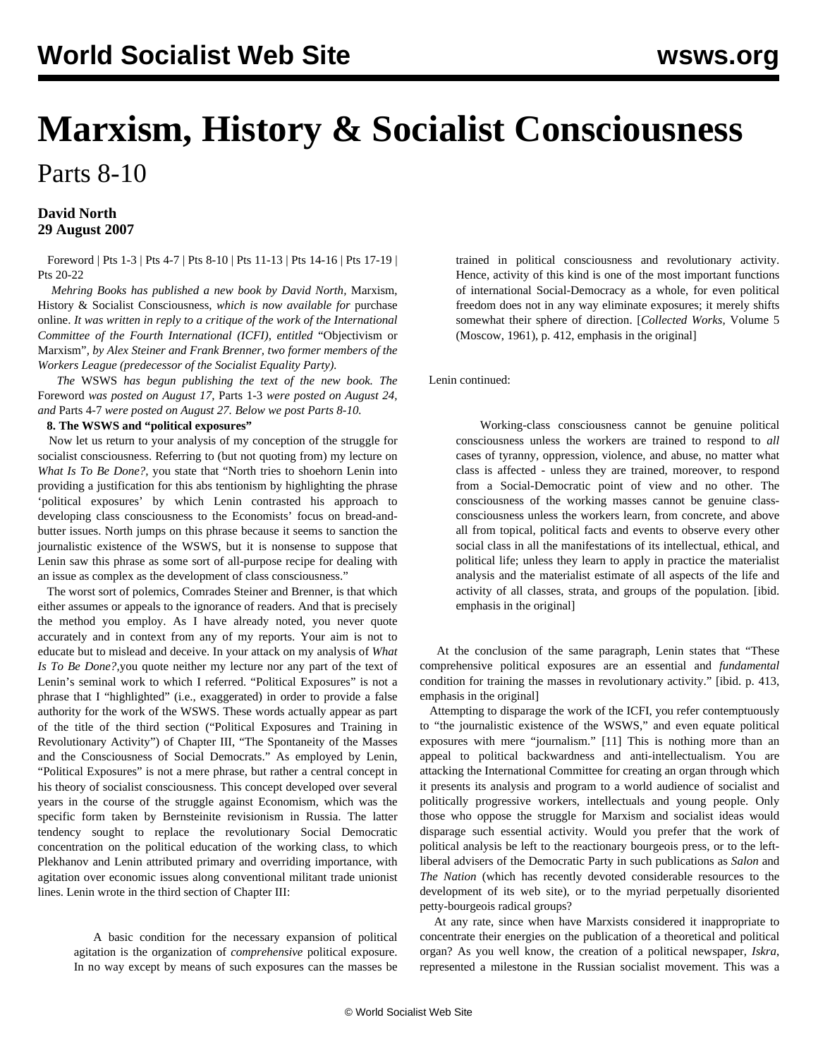# Marxism, History & Socialist Consciousness

Parts 8-10

**David North**
**29 August 2007**

Foreword | Pts 1-3 | Pts 4-7 | Pts 8-10 | Pts 11-13 | Pts 14-16 | Pts 17-19 | Pts 20-22

*Mehring Books has published a new book by David North,* Marxism, History & Socialist Consciousness, *which is now available for* purchase online. *It was written in reply to a critique of the work of the International Committee of the Fourth International (ICFI), entitled* "Objectivism or Marxism", *by Alex Steiner and Frank Brenner, two former members of the Workers League (predecessor of the Socialist Equality Party).*

*The* WSWS *has begun publishing the text of the new book. The* Foreword *was posted on August 17,* Parts 1-3 *were posted on August 24, and* Parts 4-7 *were posted on August 27. Below we post Parts 8-10.*

**8. The WSWS and "political exposures"**

Now let us return to your analysis of my conception of the struggle for socialist consciousness. Referring to (but not quoting from) my lecture on *What Is To Be Done?*, you state that "North tries to shoehorn Lenin into providing a justification for this abs tentionism by highlighting the phrase 'political exposures' by which Lenin contrasted his approach to developing class consciousness to the Economists' focus on bread-and-butter issues. North jumps on this phrase because it seems to sanction the journalistic existence of the WSWS, but it is nonsense to suppose that Lenin saw this phrase as some sort of all-purpose recipe for dealing with an issue as complex as the development of class consciousness."

The worst sort of polemics, Comrades Steiner and Brenner, is that which either assumes or appeals to the ignorance of readers. And that is precisely the method you employ. As I have already noted, you never quote accurately and in context from any of my reports. Your aim is not to educate but to mislead and deceive. In your attack on my analysis of *What Is To Be Done?*,you quote neither my lecture nor any part of the text of Lenin's seminal work to which I referred. "Political Exposures" is not a phrase that I "highlighted" (i.e., exaggerated) in order to provide a false authority for the work of the WSWS. These words actually appear as part of the title of the third section ("Political Exposures and Training in Revolutionary Activity") of Chapter III, "The Spontaneity of the Masses and the Consciousness of Social Democrats." As employed by Lenin, "Political Exposures" is not a mere phrase, but rather a central concept in his theory of socialist consciousness. This concept developed over several years in the course of the struggle against Economism, which was the specific form taken by Bernsteinite revisionism in Russia. The latter tendency sought to replace the revolutionary Social Democratic concentration on the political education of the working class, to which Plekhanov and Lenin attributed primary and overriding importance, with agitation over economic issues along conventional militant trade unionist lines. Lenin wrote in the third section of Chapter III:

> A basic condition for the necessary expansion of political agitation is the organization of *comprehensive* political exposure. In no way except by means of such exposures can the masses be trained in political consciousness and revolutionary activity. Hence, activity of this kind is one of the most important functions of international Social-Democracy as a whole, for even political freedom does not in any way eliminate exposures; it merely shifts somewhat their sphere of direction. [*Collected Works,* Volume 5 (Moscow, 1961), p. 412, emphasis in the original]

Lenin continued:

> Working-class consciousness cannot be genuine political consciousness unless the workers are trained to respond to *all* cases of tyranny, oppression, violence, and abuse, no matter what class is affected - unless they are trained, moreover, to respond from a Social-Democratic point of view and no other. The consciousness of the working masses cannot be genuine class-consciousness unless the workers learn, from concrete, and above all from topical, political facts and events to observe every other social class in all the manifestations of its intellectual, ethical, and political life; unless they learn to apply in practice the materialist analysis and the materialist estimate of all aspects of the life and activity of all classes, strata, and groups of the population. [ibid. emphasis in the original]

At the conclusion of the same paragraph, Lenin states that "These comprehensive political exposures are an essential and *fundamental* condition for training the masses in revolutionary activity." [ibid. p. 413, emphasis in the original]

Attempting to disparage the work of the ICFI, you refer contemptuously to "the journalistic existence of the WSWS," and even equate political exposures with mere "journalism." [11] This is nothing more than an appeal to political backwardness and anti-intellectualism. You are attacking the International Committee for creating an organ through which it presents its analysis and program to a world audience of socialist and politically progressive workers, intellectuals and young people. Only those who oppose the struggle for Marxism and socialist ideas would disparage such essential activity. Would you prefer that the work of political analysis be left to the reactionary bourgeois press, or to the left-liberal advisers of the Democratic Party in such publications as *Salon* and *The Nation* (which has recently devoted considerable resources to the development of its web site), or to the myriad perpetually disoriented petty-bourgeois radical groups?

At any rate, since when have Marxists considered it inappropriate to concentrate their energies on the publication of a theoretical and political organ? As you well know, the creation of a political newspaper, *Iskra,* represented a milestone in the Russian socialist movement. This was a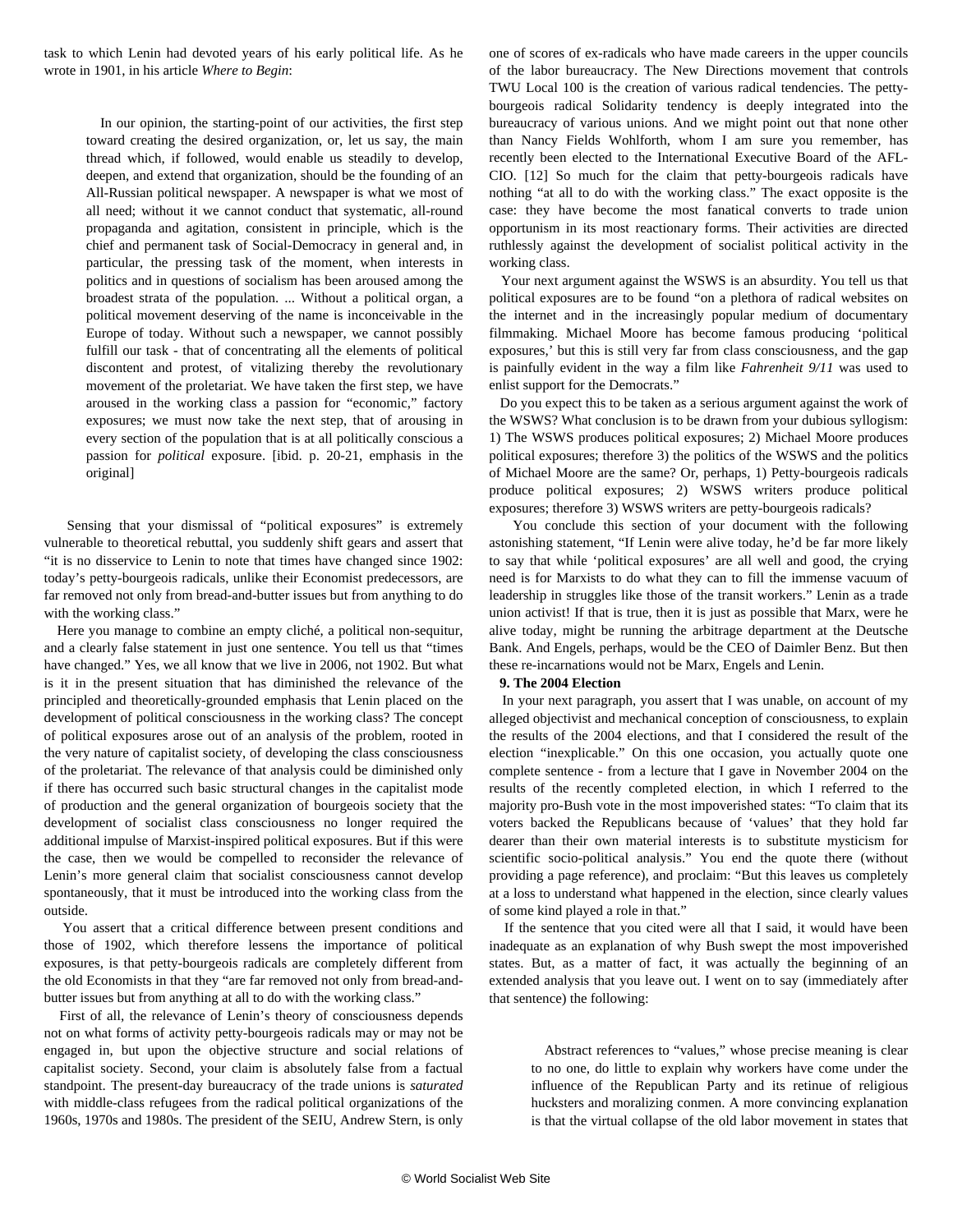task to which Lenin had devoted years of his early political life. As he wrote in 1901, in his article *Where to Begin*:

> In our opinion, the starting-point of our activities, the first step toward creating the desired organization, or, let us say, the main thread which, if followed, would enable us steadily to develop, deepen, and extend that organization, should be the founding of an All-Russian political newspaper. A newspaper is what we most of all need; without it we cannot conduct that systematic, all-round propaganda and agitation, consistent in principle, which is the chief and permanent task of Social-Democracy in general and, in particular, the pressing task of the moment, when interests in politics and in questions of socialism has been aroused among the broadest strata of the population. ... Without a political organ, a political movement deserving of the name is inconceivable in the Europe of today. Without such a newspaper, we cannot possibly fulfill our task - that of concentrating all the elements of political discontent and protest, of vitalizing thereby the revolutionary movement of the proletariat. We have taken the first step, we have aroused in the working class a passion for "economic," factory exposures; we must now take the next step, that of arousing in every section of the population that is at all politically conscious a passion for *political* exposure. [ibid. p. 20-21, emphasis in the original]

Sensing that your dismissal of "political exposures" is extremely vulnerable to theoretical rebuttal, you suddenly shift gears and assert that "it is no disservice to Lenin to note that times have changed since 1902: today's petty-bourgeois radicals, unlike their Economist predecessors, are far removed not only from bread-and-butter issues but from anything to do with the working class."

Here you manage to combine an empty cliché, a political non-sequitur, and a clearly false statement in just one sentence. You tell us that "times have changed." Yes, we all know that we live in 2006, not 1902. But what is it in the present situation that has diminished the relevance of the principled and theoretically-grounded emphasis that Lenin placed on the development of political consciousness in the working class? The concept of political exposures arose out of an analysis of the problem, rooted in the very nature of capitalist society, of developing the class consciousness of the proletariat. The relevance of that analysis could be diminished only if there has occurred such basic structural changes in the capitalist mode of production and the general organization of bourgeois society that the development of socialist class consciousness no longer required the additional impulse of Marxist-inspired political exposures. But if this were the case, then we would be compelled to reconsider the relevance of Lenin's more general claim that socialist consciousness cannot develop spontaneously, that it must be introduced into the working class from the outside.

You assert that a critical difference between present conditions and those of 1902, which therefore lessens the importance of political exposures, is that petty-bourgeois radicals are completely different from the old Economists in that they "are far removed not only from bread-and-butter issues but from anything at all to do with the working class."

First of all, the relevance of Lenin's theory of consciousness depends not on what forms of activity petty-bourgeois radicals may or may not be engaged in, but upon the objective structure and social relations of capitalist society. Second, your claim is absolutely false from a factual standpoint. The present-day bureaucracy of the trade unions is *saturated* with middle-class refugees from the radical political organizations of the 1960s, 1970s and 1980s. The president of the SEIU, Andrew Stern, is only one of scores of ex-radicals who have made careers in the upper councils of the labor bureaucracy. The New Directions movement that controls TWU Local 100 is the creation of various radical tendencies. The petty-bourgeois radical Solidarity tendency is deeply integrated into the bureaucracy of various unions. And we might point out that none other than Nancy Fields Wohlforth, whom I am sure you remember, has recently been elected to the International Executive Board of the AFL-CIO. [12] So much for the claim that petty-bourgeois radicals have nothing "at all to do with the working class." The exact opposite is the case: they have become the most fanatical converts to trade union opportunism in its most reactionary forms. Their activities are directed ruthlessly against the development of socialist political activity in the working class.

Your next argument against the WSWS is an absurdity. You tell us that political exposures are to be found "on a plethora of radical websites on the internet and in the increasingly popular medium of documentary filmmaking. Michael Moore has become famous producing 'political exposures,' but this is still very far from class consciousness, and the gap is painfully evident in the way a film like *Fahrenheit 9/11* was used to enlist support for the Democrats."

Do you expect this to be taken as a serious argument against the work of the WSWS? What conclusion is to be drawn from your dubious syllogism: 1) The WSWS produces political exposures; 2) Michael Moore produces political exposures; therefore 3) the politics of the WSWS and the politics of Michael Moore are the same? Or, perhaps, 1) Petty-bourgeois radicals produce political exposures; 2) WSWS writers produce political exposures; therefore 3) WSWS writers are petty-bourgeois radicals?

You conclude this section of your document with the following astonishing statement, "If Lenin were alive today, he'd be far more likely to say that while 'political exposures' are all well and good, the crying need is for Marxists to do what they can to fill the immense vacuum of leadership in struggles like those of the transit workers." Lenin as a trade union activist! If that is true, then it is just as possible that Marx, were he alive today, might be running the arbitrage department at the Deutsche Bank. And Engels, perhaps, would be the CEO of Daimler Benz. But then these re-incarnations would not be Marx, Engels and Lenin.

**9. The 2004 Election**

In your next paragraph, you assert that I was unable, on account of my alleged objectivist and mechanical conception of consciousness, to explain the results of the 2004 elections, and that I considered the result of the election "inexplicable." On this one occasion, you actually quote one complete sentence - from a lecture that I gave in November 2004 on the results of the recently completed election, in which I referred to the majority pro-Bush vote in the most impoverished states: "To claim that its voters backed the Republicans because of 'values' that they hold far dearer than their own material interests is to substitute mysticism for scientific socio-political analysis." You end the quote there (without providing a page reference), and proclaim: "But this leaves us completely at a loss to understand what happened in the election, since clearly values of some kind played a role in that."

If the sentence that you cited were all that I said, it would have been inadequate as an explanation of why Bush swept the most impoverished states. But, as a matter of fact, it was actually the beginning of an extended analysis that you leave out. I went on to say (immediately after that sentence) the following:

> Abstract references to "values," whose precise meaning is clear to no one, do little to explain why workers have come under the influence of the Republican Party and its retinue of religious hucksters and moralizing conmen. A more convincing explanation is that the virtual collapse of the old labor movement in states that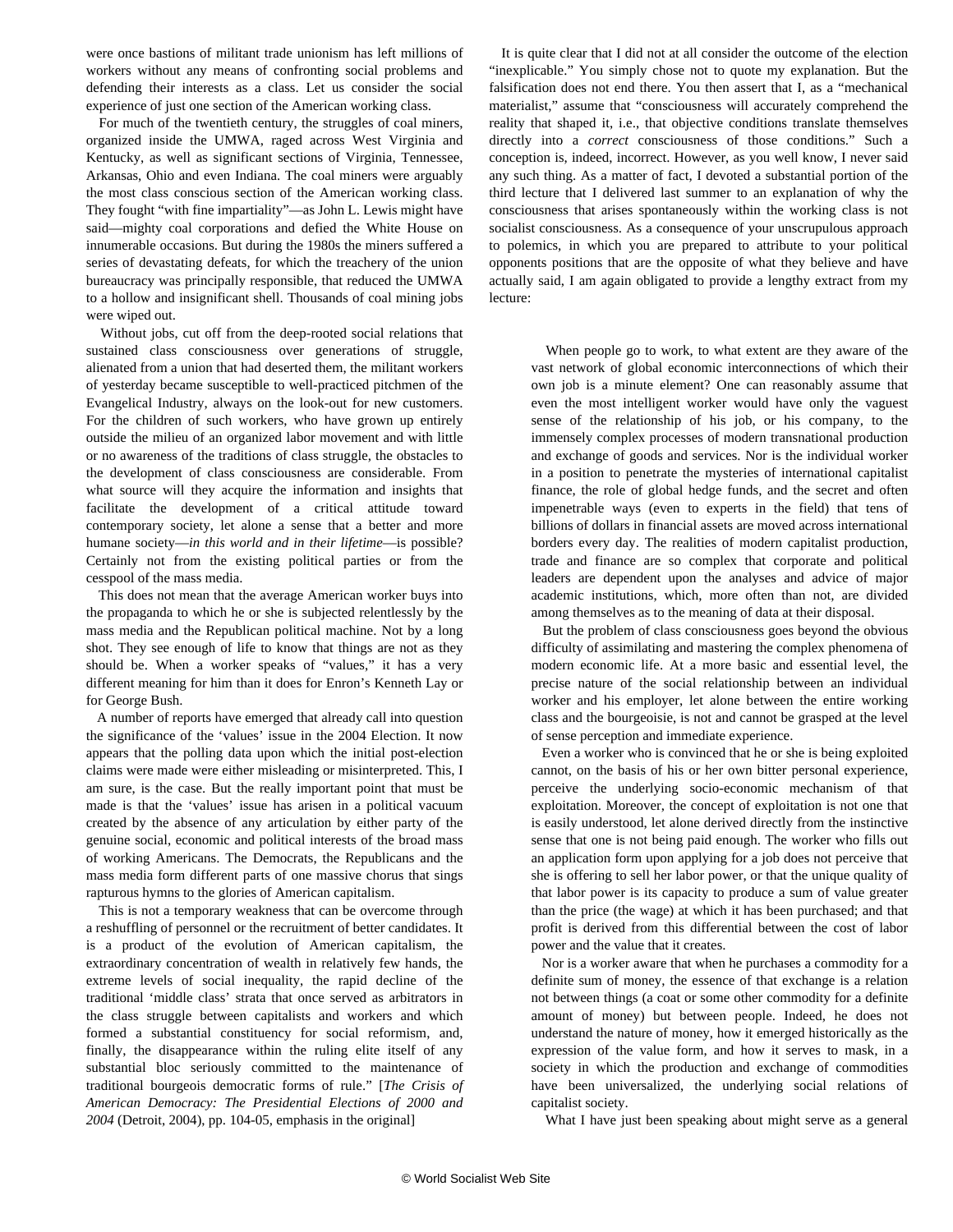were once bastions of militant trade unionism has left millions of workers without any means of confronting social problems and defending their interests as a class. Let us consider the social experience of just one section of the American working class.

For much of the twentieth century, the struggles of coal miners, organized inside the UMWA, raged across West Virginia and Kentucky, as well as significant sections of Virginia, Tennessee, Arkansas, Ohio and even Indiana. The coal miners were arguably the most class conscious section of the American working class. They fought "with fine impartiality"—as John L. Lewis might have said—mighty coal corporations and defied the White House on innumerable occasions. But during the 1980s the miners suffered a series of devastating defeats, for which the treachery of the union bureaucracy was principally responsible, that reduced the UMWA to a hollow and insignificant shell. Thousands of coal mining jobs were wiped out.

Without jobs, cut off from the deep-rooted social relations that sustained class consciousness over generations of struggle, alienated from a union that had deserted them, the militant workers of yesterday became susceptible to well-practiced pitchmen of the Evangelical Industry, always on the look-out for new customers. For the children of such workers, who have grown up entirely outside the milieu of an organized labor movement and with little or no awareness of the traditions of class struggle, the obstacles to the development of class consciousness are considerable. From what source will they acquire the information and insights that facilitate the development of a critical attitude toward contemporary society, let alone a sense that a better and more humane society—*in this world and in their lifetime*—is possible? Certainly not from the existing political parties or from the cesspool of the mass media.

This does not mean that the average American worker buys into the propaganda to which he or she is subjected relentlessly by the mass media and the Republican political machine. Not by a long shot. They see enough of life to know that things are not as they should be. When a worker speaks of "values," it has a very different meaning for him than it does for Enron's Kenneth Lay or for George Bush.

A number of reports have emerged that already call into question the significance of the 'values' issue in the 2004 Election. It now appears that the polling data upon which the initial post-election claims were made were either misleading or misinterpreted. This, I am sure, is the case. But the really important point that must be made is that the 'values' issue has arisen in a political vacuum created by the absence of any articulation by either party of the genuine social, economic and political interests of the broad mass of working Americans. The Democrats, the Republicans and the mass media form different parts of one massive chorus that sings rapturous hymns to the glories of American capitalism.

This is not a temporary weakness that can be overcome through a reshuffling of personnel or the recruitment of better candidates. It is a product of the evolution of American capitalism, the extraordinary concentration of wealth in relatively few hands, the extreme levels of social inequality, the rapid decline of the traditional 'middle class' strata that once served as arbitrators in the class struggle between capitalists and workers and which formed a substantial constituency for social reformism, and, finally, the disappearance within the ruling elite itself of any substantial bloc seriously committed to the maintenance of traditional bourgeois democratic forms of rule." [*The Crisis of American Democracy: The Presidential Elections of 2000 and 2004* (Detroit, 2004), pp. 104-05, emphasis in the original]

It is quite clear that I did not at all consider the outcome of the election "inexplicable." You simply chose not to quote my explanation. But the falsification does not end there. You then assert that I, as a "mechanical materialist," assume that "consciousness will accurately comprehend the reality that shaped it, i.e., that objective conditions translate themselves directly into a *correct* consciousness of those conditions." Such a conception is, indeed, incorrect. However, as you well know, I never said any such thing. As a matter of fact, I devoted a substantial portion of the third lecture that I delivered last summer to an explanation of why the consciousness that arises spontaneously within the working class is not socialist consciousness. As a consequence of your unscrupulous approach to polemics, in which you are prepared to attribute to your political opponents positions that are the opposite of what they believe and have actually said, I am again obligated to provide a lengthy extract from my lecture:

> When people go to work, to what extent are they aware of the vast network of global economic interconnections of which their own job is a minute element? One can reasonably assume that even the most intelligent worker would have only the vaguest sense of the relationship of his job, or his company, to the immensely complex processes of modern transnational production and exchange of goods and services. Nor is the individual worker in a position to penetrate the mysteries of international capitalist finance, the role of global hedge funds, and the secret and often impenetrable ways (even to experts in the field) that tens of billions of dollars in financial assets are moved across international borders every day. The realities of modern capitalist production, trade and finance are so complex that corporate and political leaders are dependent upon the analyses and advice of major academic institutions, which, more often than not, are divided among themselves as to the meaning of data at their disposal.
>
> But the problem of class consciousness goes beyond the obvious difficulty of assimilating and mastering the complex phenomena of modern economic life. At a more basic and essential level, the precise nature of the social relationship between an individual worker and his employer, let alone between the entire working class and the bourgeoisie, is not and cannot be grasped at the level of sense perception and immediate experience.
>
> Even a worker who is convinced that he or she is being exploited cannot, on the basis of his or her own bitter personal experience, perceive the underlying socio-economic mechanism of that exploitation. Moreover, the concept of exploitation is not one that is easily understood, let alone derived directly from the instinctive sense that one is not being paid enough. The worker who fills out an application form upon applying for a job does not perceive that she is offering to sell her labor power, or that the unique quality of that labor power is its capacity to produce a sum of value greater than the price (the wage) at which it has been purchased; and that profit is derived from this differential between the cost of labor power and the value that it creates.
>
> Nor is a worker aware that when he purchases a commodity for a definite sum of money, the essence of that exchange is a relation not between things (a coat or some other commodity for a definite amount of money) but between people. Indeed, he does not understand the nature of money, how it emerged historically as the expression of the value form, and how it serves to mask, in a society in which the production and exchange of commodities have been universalized, the underlying social relations of capitalist society.
>
> What I have just been speaking about might serve as a general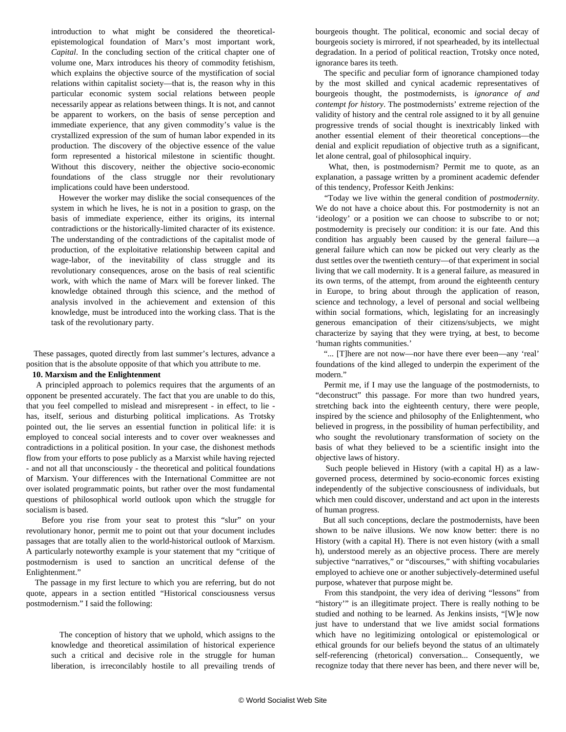> introduction to what might be considered the theoretical-epistemological foundation of Marx's most important work, *Capital*. In the concluding section of the critical chapter one of volume one, Marx introduces his theory of commodity fetishism, which explains the objective source of the mystification of social relations within capitalist society—that is, the reason why in this particular economic system social relations between people necessarily appear as relations between things. It is not, and cannot be apparent to workers, on the basis of sense perception and immediate experience, that any given commodity's value is the crystallized expression of the sum of human labor expended in its production. The discovery of the objective essence of the value form represented a historical milestone in scientific thought. Without this discovery, neither the objective socio-economic foundations of the class struggle nor their revolutionary implications could have been understood.
>
> However the worker may dislike the social consequences of the system in which he lives, he is not in a position to grasp, on the basis of immediate experience, either its origins, its internal contradictions or the historically-limited character of its existence. The understanding of the contradictions of the capitalist mode of production, of the exploitative relationship between capital and wage-labor, of the inevitability of class struggle and its revolutionary consequences, arose on the basis of real scientific work, with which the name of Marx will be forever linked. The knowledge obtained through this science, and the method of analysis involved in the achievement and extension of this knowledge, must be introduced into the working class. That is the task of the revolutionary party.

These passages, quoted directly from last summer's lectures, advance a position that is the absolute opposite of that which you attribute to me.

**10. Marxism and the Enlightenment**

A principled approach to polemics requires that the arguments of an opponent be presented accurately. The fact that you are unable to do this, that you feel compelled to mislead and misrepresent - in effect, to lie - has, itself, serious and disturbing political implications. As Trotsky pointed out, the lie serves an essential function in political life: it is employed to conceal social interests and to cover over weaknesses and contradictions in a political position. In your case, the dishonest methods flow from your efforts to pose publicly as a Marxist while having rejected - and not all that unconsciously - the theoretical and political foundations of Marxism. Your differences with the International Committee are not over isolated programmatic points, but rather over the most fundamental questions of philosophical world outlook upon which the struggle for socialism is based.

Before you rise from your seat to protest this "slur" on your revolutionary honor, permit me to point out that your document includes passages that are totally alien to the world-historical outlook of Marxism. A particularly noteworthy example is your statement that my "critique of postmodernism is used to sanction an uncritical defense of the Enlightenment."

The passage in my first lecture to which you are referring, but do not quote, appears in a section entitled "Historical consciousness versus postmodernism." I said the following:

> The conception of history that we uphold, which assigns to the knowledge and theoretical assimilation of historical experience such a critical and decisive role in the struggle for human liberation, is irreconcilably hostile to all prevailing trends of bourgeois thought. The political, economic and social decay of bourgeois society is mirrored, if not spearheaded, by its intellectual degradation. In a period of political reaction, Trotsky once noted, ignorance bares its teeth.
>
> The specific and peculiar form of ignorance championed today by the most skilled and cynical academic representatives of bourgeois thought, the postmodernists, is *ignorance of and contempt for history*. The postmodernists' extreme rejection of the validity of history and the central role assigned to it by all genuine progressive trends of social thought is inextricably linked with another essential element of their theoretical conceptions—the denial and explicit repudiation of objective truth as a significant, let alone central, goal of philosophical inquiry.
>
> What, then, is postmodernism? Permit me to quote, as an explanation, a passage written by a prominent academic defender of this tendency, Professor Keith Jenkins:
>
> "Today we live within the general condition of *postmodernity*. We do not have a choice about this. For postmodernity is not an 'ideology' or a position we can choose to subscribe to or not; postmodernity is precisely our condition: it is our fate. And this condition has arguably been caused by the general failure—a general failure which can now be picked out very clearly as the dust settles over the twentieth century—of that experiment in social living that we call modernity. It is a general failure, as measured in its own terms, of the attempt, from around the eighteenth century in Europe, to bring about through the application of reason, science and technology, a level of personal and social wellbeing within social formations, which, legislating for an increasingly generous emancipation of their citizens/subjects, we might characterize by saying that they were trying, at best, to become 'human rights communities.'
>
> "... [T]here are not now—nor have there ever been—any 'real' foundations of the kind alleged to underpin the experiment of the modern."
>
> Permit me, if I may use the language of the postmodernists, to "deconstruct" this passage. For more than two hundred years, stretching back into the eighteenth century, there were people, inspired by the science and philosophy of the Enlightenment, who believed in progress, in the possibility of human perfectibility, and who sought the revolutionary transformation of society on the basis of what they believed to be a scientific insight into the objective laws of history.
>
> Such people believed in History (with a capital H) as a law-governed process, determined by socio-economic forces existing independently of the subjective consciousness of individuals, but which men could discover, understand and act upon in the interests of human progress.
>
> But all such conceptions, declare the postmodernists, have been shown to be naïve illusions. We now know better: there is no History (with a capital H). There is not even history (with a small h), understood merely as an objective process. There are merely subjective "narratives," or "discourses," with shifting vocabularies employed to achieve one or another subjectively-determined useful purpose, whatever that purpose might be.
>
> From this standpoint, the very idea of deriving "lessons" from "history'" is an illegitimate project. There is really nothing to be studied and nothing to be learned. As Jenkins insists, "[W]e now just have to understand that we live amidst social formations which have no legitimizing ontological or epistemological or ethical grounds for our beliefs beyond the status of an ultimately self-referencing (rhetorical) conversation... Consequently, we recognize today that there never has been, and there never will be,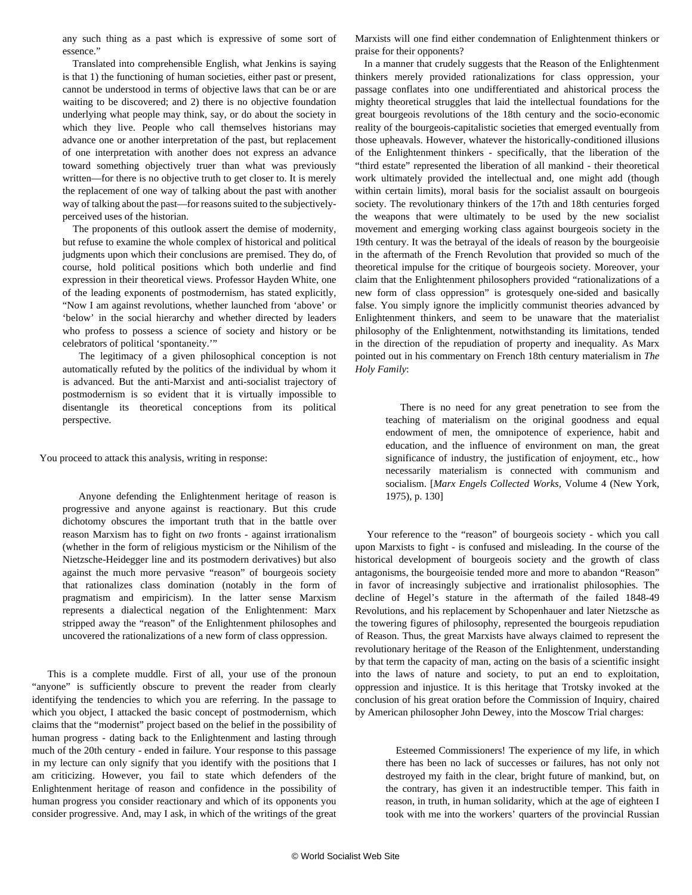any such thing as a past which is expressive of some sort of essence."

Translated into comprehensible English, what Jenkins is saying is that 1) the functioning of human societies, either past or present, cannot be understood in terms of objective laws that can be or are waiting to be discovered; and 2) there is no objective foundation underlying what people may think, say, or do about the society in which they live. People who call themselves historians may advance one or another interpretation of the past, but replacement of one interpretation with another does not express an advance toward something objectively truer than what was previously written—for there is no objective truth to get closer to. It is merely the replacement of one way of talking about the past with another way of talking about the past—for reasons suited to the subjectively-perceived uses of the historian.

The proponents of this outlook assert the demise of modernity, but refuse to examine the whole complex of historical and political judgments upon which their conclusions are premised. They do, of course, hold political positions which both underlie and find expression in their theoretical views. Professor Hayden White, one of the leading exponents of postmodernism, has stated explicitly, "Now I am against revolutions, whether launched from 'above' or 'below' in the social hierarchy and whether directed by leaders who profess to possess a science of society and history or be celebrators of political 'spontaneity.'"

The legitimacy of a given philosophical conception is not automatically refuted by the politics of the individual by whom it is advanced. But the anti-Marxist and anti-socialist trajectory of postmodernism is so evident that it is virtually impossible to disentangle its theoretical conceptions from its political perspective.

You proceed to attack this analysis, writing in response:

> Anyone defending the Enlightenment heritage of reason is progressive and anyone against is reactionary. But this crude dichotomy obscures the important truth that in the battle over reason Marxism has to fight on *two* fronts - against irrationalism (whether in the form of religious mysticism or the Nihilism of the Nietzsche-Heidegger line and its postmodern derivatives) but also against the much more pervasive "reason" of bourgeois society that rationalizes class domination (notably in the form of pragmatism and empiricism). In the latter sense Marxism represents a dialectical negation of the Enlightenment: Marx stripped away the "reason" of the Enlightenment philosophes and uncovered the rationalizations of a new form of class oppression.

This is a complete muddle. First of all, your use of the pronoun "anyone" is sufficiently obscure to prevent the reader from clearly identifying the tendencies to which you are referring. In the passage to which you object, I attacked the basic concept of postmodernism, which claims that the "modernist" project based on the belief in the possibility of human progress - dating back to the Enlightenment and lasting through much of the 20th century - ended in failure. Your response to this passage in my lecture can only signify that you identify with the positions that I am criticizing. However, you fail to state which defenders of the Enlightenment heritage of reason and confidence in the possibility of human progress you consider reactionary and which of its opponents you consider progressive. And, may I ask, in which of the writings of the great Marxists will one find either condemnation of Enlightenment thinkers or praise for their opponents?

In a manner that crudely suggests that the Reason of the Enlightenment thinkers merely provided rationalizations for class oppression, your passage conflates into one undifferentiated and ahistorical process the mighty theoretical struggles that laid the intellectual foundations for the great bourgeois revolutions of the 18th century and the socio-economic reality of the bourgeois-capitalistic societies that emerged eventually from those upheavals. However, whatever the historically-conditioned illusions of the Enlightenment thinkers - specifically, that the liberation of the "third estate" represented the liberation of all mankind - their theoretical work ultimately provided the intellectual and, one might add (though within certain limits), moral basis for the socialist assault on bourgeois society. The revolutionary thinkers of the 17th and 18th centuries forged the weapons that were ultimately to be used by the new socialist movement and emerging working class against bourgeois society in the 19th century. It was the betrayal of the ideals of reason by the bourgeoisie in the aftermath of the French Revolution that provided so much of the theoretical impulse for the critique of bourgeois society. Moreover, your claim that the Enlightenment philosophers provided "rationalizations of a new form of class oppression" is grotesquely one-sided and basically false. You simply ignore the implicitly communist theories advanced by Enlightenment thinkers, and seem to be unaware that the materialist philosophy of the Enlightenment, notwithstanding its limitations, tended in the direction of the repudiation of property and inequality. As Marx pointed out in his commentary on French 18th century materialism in *The Holy Family*:

> There is no need for any great penetration to see from the teaching of materialism on the original goodness and equal endowment of men, the omnipotence of experience, habit and education, and the influence of environment on man, the great significance of industry, the justification of enjoyment, etc., how necessarily materialism is connected with communism and socialism. [*Marx Engels Collected Works*, Volume 4 (New York, 1975), p. 130]

Your reference to the "reason" of bourgeois society - which you call upon Marxists to fight - is confused and misleading. In the course of the historical development of bourgeois society and the growth of class antagonisms, the bourgeoisie tended more and more to abandon "Reason" in favor of increasingly subjective and irrationalist philosophies. The decline of Hegel's stature in the aftermath of the failed 1848-49 Revolutions, and his replacement by Schopenhauer and later Nietzsche as the towering figures of philosophy, represented the bourgeois repudiation of Reason. Thus, the great Marxists have always claimed to represent the revolutionary heritage of the Reason of the Enlightenment, understanding by that term the capacity of man, acting on the basis of a scientific insight into the laws of nature and society, to put an end to exploitation, oppression and injustice. It is this heritage that Trotsky invoked at the conclusion of his great oration before the Commission of Inquiry, chaired by American philosopher John Dewey, into the Moscow Trial charges:

> Esteemed Commissioners! The experience of my life, in which there has been no lack of successes or failures, has not only not destroyed my faith in the clear, bright future of mankind, but, on the contrary, has given it an indestructible temper. This faith in reason, in truth, in human solidarity, which at the age of eighteen I took with me into the workers' quarters of the provincial Russian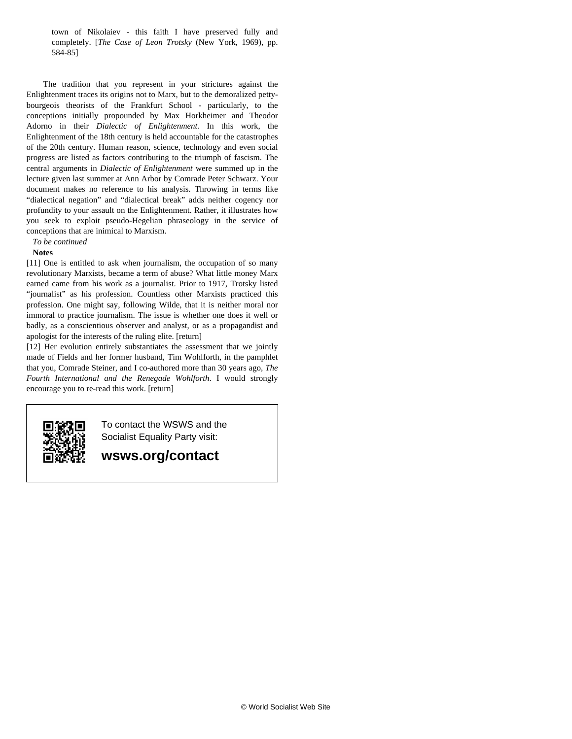> town of Nikolaiev - this faith I have preserved fully and completely. [*The Case of Leon Trotsky* (New York, 1969), pp. 584-85]

The tradition that you represent in your strictures against the Enlightenment traces its origins not to Marx, but to the demoralized petty-bourgeois theorists of the Frankfurt School - particularly, to the conceptions initially propounded by Max Horkheimer and Theodor Adorno in their *Dialectic of Enlightenment.* In this work, the Enlightenment of the 18th century is held accountable for the catastrophes of the 20th century. Human reason, science, technology and even social progress are listed as factors contributing to the triumph of fascism. The central arguments in *Dialectic of Enlightenment* were summed up in the lecture given last summer at Ann Arbor by Comrade Peter Schwarz. Your document makes no reference to his analysis. Throwing in terms like "dialectical negation" and "dialectical break" adds neither cogency nor profundity to your assault on the Enlightenment. Rather, it illustrates how you seek to exploit pseudo-Hegelian phraseology in the service of conceptions that are inimical to Marxism.

*To be continued*

**Notes**

[11] One is entitled to ask when journalism, the occupation of so many revolutionary Marxists, became a term of abuse? What little money Marx earned came from his work as a journalist. Prior to 1917, Trotsky listed "journalist" as his profession. Countless other Marxists practiced this profession. One might say, following Wilde, that it is neither moral nor immoral to practice journalism. The issue is whether one does it well or badly, as a conscientious observer and analyst, or as a propagandist and apologist for the interests of the ruling elite. [return]

[12] Her evolution entirely substantiates the assessment that we jointly made of Fields and her former husband, Tim Wohlforth, in the pamphlet that you, Comrade Steiner, and I co-authored more than 30 years ago, *The Fourth International and the Renegade Wohlforth*. I would strongly encourage you to re-read this work. [return]

To contact the WSWS and the Socialist Equality Party visit:

**wsws.org/contact**